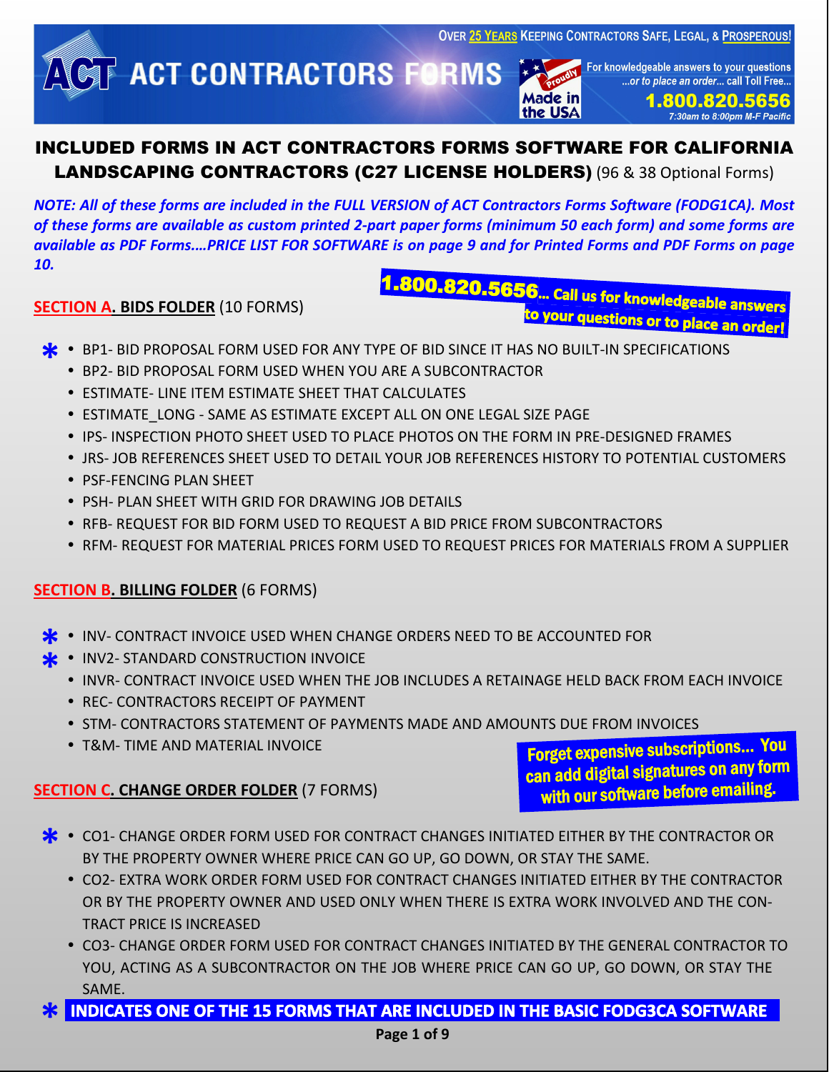OVER 25 YEARS KEEPING CONTRACTORS SAFE, LEGAL, & PROSPEROUS!

ACT CONTRACTORS FORMS

Proudly Made in the USA

For knowledgeable answers to your questions ...or to place an order... call Toll Free... **1.800.820.5656** 7:30am to 8:00pm M-F Pacific

# INCLUDED FORMS IN ACT CONTRACTORS FORMS SOFTWARE FOR CALIFORNIA LANDSCAPING CONTRACTORS (C27 LICENSE HOLDERS) (96 & 38 Optional Forms)

***NOTE: All of these forms are included in the FULL VERSION of ACT Contractors Forms Software (FODG1CA). Most of these forms are available as custom printed 2-part paper forms (minimum 50 each form) and some forms are available as PDF Forms....PRICE LIST FOR SOFTWARE is on page 9 and for Printed Forms and PDF Forms on page 10.***

**1.800.820.5656... Call us for knowledgeable answers to your questions or to place an order!**

## SECTION A. BIDS FOLDER (10 FORMS)

- * BP1- BID PROPOSAL FORM USED FOR ANY TYPE OF BID SINCE IT HAS NO BUILT-IN SPECIFICATIONS
- BP2- BID PROPOSAL FORM USED WHEN YOU ARE A SUBCONTRACTOR
- ESTIMATE- LINE ITEM ESTIMATE SHEET THAT CALCULATES
- ESTIMATE_LONG - SAME AS ESTIMATE EXCEPT ALL ON ONE LEGAL SIZE PAGE
- IPS- INSPECTION PHOTO SHEET USED TO PLACE PHOTOS ON THE FORM IN PRE-DESIGNED FRAMES
- JRS- JOB REFERENCES SHEET USED TO DETAIL YOUR JOB REFERENCES HISTORY TO POTENTIAL CUSTOMERS
- PSF-FENCING PLAN SHEET
- PSH- PLAN SHEET WITH GRID FOR DRAWING JOB DETAILS
- RFB- REQUEST FOR BID FORM USED TO REQUEST A BID PRICE FROM SUBCONTRACTORS
- RFM- REQUEST FOR MATERIAL PRICES FORM USED TO REQUEST PRICES FOR MATERIALS FROM A SUPPLIER

## SECTION B. BILLING FOLDER (6 FORMS)

- * INV- CONTRACT INVOICE USED WHEN CHANGE ORDERS NEED TO BE ACCOUNTED FOR
- * INV2- STANDARD CONSTRUCTION INVOICE
- INVR- CONTRACT INVOICE USED WHEN THE JOB INCLUDES A RETAINAGE HELD BACK FROM EACH INVOICE
- REC- CONTRACTORS RECEIPT OF PAYMENT
- STM- CONTRACTORS STATEMENT OF PAYMENTS MADE AND AMOUNTS DUE FROM INVOICES
- T&M- TIME AND MATERIAL INVOICE

**Forget expensive subscriptions... You can add digital signatures on any form with our software before emailing.**

## SECTION C. CHANGE ORDER FOLDER (7 FORMS)

- * CO1- CHANGE ORDER FORM USED FOR CONTRACT CHANGES INITIATED EITHER BY THE CONTRACTOR OR BY THE PROPERTY OWNER WHERE PRICE CAN GO UP, GO DOWN, OR STAY THE SAME.
- CO2- EXTRA WORK ORDER FORM USED FOR CONTRACT CHANGES INITIATED EITHER BY THE CONTRACTOR OR BY THE PROPERTY OWNER AND USED ONLY WHEN THERE IS EXTRA WORK INVOLVED AND THE CONTRACT PRICE IS INCREASED
- CO3- CHANGE ORDER FORM USED FOR CONTRACT CHANGES INITIATED BY THE GENERAL CONTRACTOR TO YOU, ACTING AS A SUBCONTRACTOR ON THE JOB WHERE PRICE CAN GO UP, GO DOWN, OR STAY THE SAME.

**\* INDICATES ONE OF THE 15 FORMS THAT ARE INCLUDED IN THE BASIC FODG3CA SOFTWARE**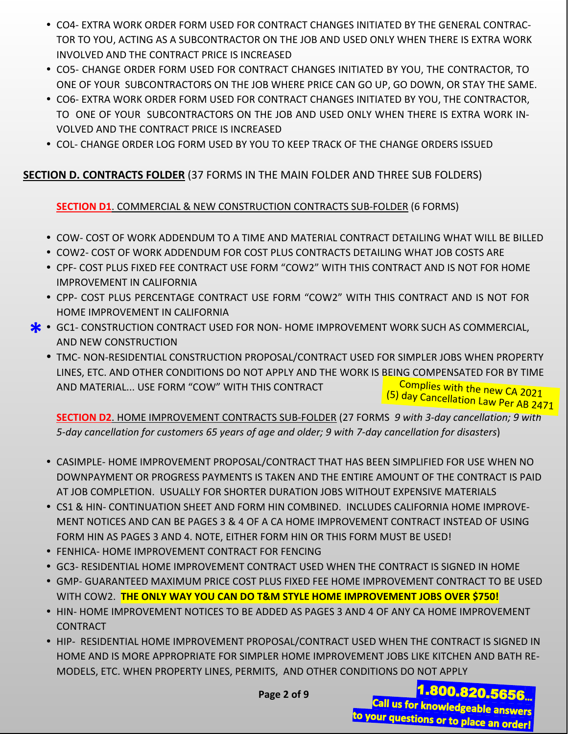- CO4- EXTRA WORK ORDER FORM USED FOR CONTRACT CHANGES INITIATED BY THE GENERAL CONTRACTOR TO YOU, ACTING AS A SUBCONTRACTOR ON THE JOB AND USED ONLY WHEN THERE IS EXTRA WORK INVOLVED AND THE CONTRACT PRICE IS INCREASED
- CO5- CHANGE ORDER FORM USED FOR CONTRACT CHANGES INITIATED BY YOU, THE CONTRACTOR, TO ONE OF YOUR SUBCONTRACTORS ON THE JOB WHERE PRICE CAN GO UP, GO DOWN, OR STAY THE SAME.
- CO6- EXTRA WORK ORDER FORM USED FOR CONTRACT CHANGES INITIATED BY YOU, THE CONTRACTOR, TO ONE OF YOUR SUBCONTRACTORS ON THE JOB AND USED ONLY WHEN THERE IS EXTRA WORK INVOLVED AND THE CONTRACT PRICE IS INCREASED
- COL- CHANGE ORDER LOG FORM USED BY YOU TO KEEP TRACK OF THE CHANGE ORDERS ISSUED

## SECTION D. CONTRACTS FOLDER (37 FORMS IN THE MAIN FOLDER AND THREE SUB FOLDERS)

### SECTION D1. COMMERCIAL & NEW CONSTRUCTION CONTRACTS SUB-FOLDER (6 FORMS)

- COW- COST OF WORK ADDENDUM TO A TIME AND MATERIAL CONTRACT DETAILING WHAT WILL BE BILLED
- COW2- COST OF WORK ADDENDUM FOR COST PLUS CONTRACTS DETAILING WHAT JOB COSTS ARE
- CPF- COST PLUS FIXED FEE CONTRACT USE FORM "COW2" WITH THIS CONTRACT AND IS NOT FOR HOME IMPROVEMENT IN CALIFORNIA
- CPP- COST PLUS PERCENTAGE CONTRACT USE FORM "COW2" WITH THIS CONTRACT AND IS NOT FOR HOME IMPROVEMENT IN CALIFORNIA
- * GC1- CONSTRUCTION CONTRACT USED FOR NON- HOME IMPROVEMENT WORK SUCH AS COMMERCIAL, AND NEW CONSTRUCTION
- TMC- NON-RESIDENTIAL CONSTRUCTION PROPOSAL/CONTRACT USED FOR SIMPLER JOBS WHEN PROPERTY LINES, ETC. AND OTHER CONDITIONS DO NOT APPLY AND THE WORK IS BEING COMPENSATED FOR BY TIME AND MATERIAL... USE FORM "COW" WITH THIS CONTRACT

Complies with the new CA 2021 (5) day Cancellation Law Per AB 2471

### SECTION D2. HOME IMPROVEMENT CONTRACTS SUB-FOLDER (27 FORMS *9 with 3-day cancellation; 9 with 5-day cancellation for customers 65 years of age and older; 9 with 7-day cancellation for disasters*)

- CASIMPLE- HOME IMPROVEMENT PROPOSAL/CONTRACT THAT HAS BEEN SIMPLIFIED FOR USE WHEN NO DOWNPAYMENT OR PROGRESS PAYMENTS IS TAKEN AND THE ENTIRE AMOUNT OF THE CONTRACT IS PAID AT JOB COMPLETION. USUALLY FOR SHORTER DURATION JOBS WITHOUT EXPENSIVE MATERIALS
- CS1 & HIN- CONTINUATION SHEET AND FORM HIN COMBINED. INCLUDES CALIFORNIA HOME IMPROVEMENT NOTICES AND CAN BE PAGES 3 & 4 OF A CA HOME IMPROVEMENT CONTRACT INSTEAD OF USING FORM HIN AS PAGES 3 AND 4. NOTE, EITHER FORM HIN OR THIS FORM MUST BE USED!
- FENHICA- HOME IMPROVEMENT CONTRACT FOR FENCING
- GC3- RESIDENTIAL HOME IMPROVEMENT CONTRACT USED WHEN THE CONTRACT IS SIGNED IN HOME
- GMP- GUARANTEED MAXIMUM PRICE COST PLUS FIXED FEE HOME IMPROVEMENT CONTRACT TO BE USED WITH COW2. **THE ONLY WAY YOU CAN DO T&M STYLE HOME IMPROVEMENT JOBS OVER $750!**
- HIN- HOME IMPROVEMENT NOTICES TO BE ADDED AS PAGES 3 AND 4 OF ANY CA HOME IMPROVEMENT CONTRACT
- HIP- RESIDENTIAL HOME IMPROVEMENT PROPOSAL/CONTRACT USED WHEN THE CONTRACT IS SIGNED IN HOME AND IS MORE APPROPRIATE FOR SIMPLER HOME IMPROVEMENT JOBS LIKE KITCHEN AND BATH REMODELS, ETC. WHEN PROPERTY LINES, PERMITS, AND OTHER CONDITIONS DO NOT APPLY

**1.800.820.5656...**
**Call us for knowledgeable answers to your questions or to place an order!**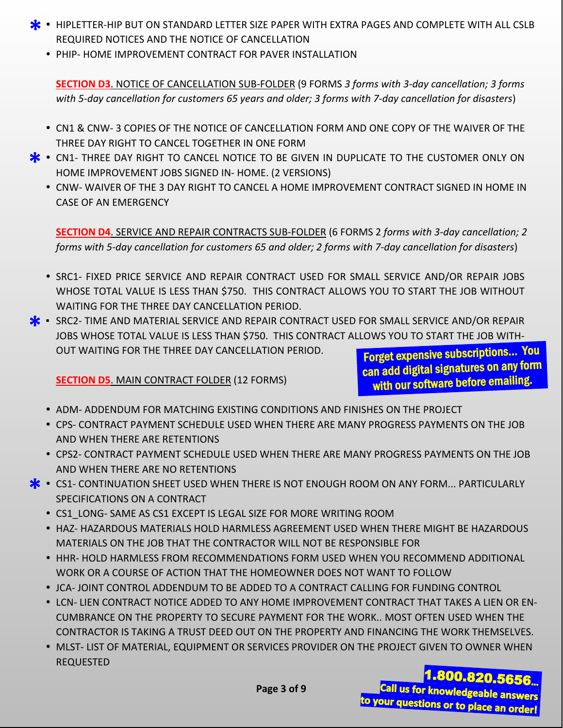- * HIPLETTER-HIP BUT ON STANDARD LETTER SIZE PAPER WITH EXTRA PAGES AND COMPLETE WITH ALL CSLB REQUIRED NOTICES AND THE NOTICE OF CANCELLATION
- PHIP- HOME IMPROVEMENT CONTRACT FOR PAVER INSTALLATION

**SECTION D3**. NOTICE OF CANCELLATION SUB-FOLDER (9 FORMS *3 forms with 3-day cancellation; 3 forms with 5-day cancellation for customers 65 years and older; 3 forms with 7-day cancellation for disasters*)

- CN1 & CNW- 3 COPIES OF THE NOTICE OF CANCELLATION FORM AND ONE COPY OF THE WAIVER OF THE THREE DAY RIGHT TO CANCEL TOGETHER IN ONE FORM
- * CN1- THREE DAY RIGHT TO CANCEL NOTICE TO BE GIVEN IN DUPLICATE TO THE CUSTOMER ONLY ON HOME IMPROVEMENT JOBS SIGNED IN- HOME. (2 VERSIONS)
- CNW- WAIVER OF THE 3 DAY RIGHT TO CANCEL A HOME IMPROVEMENT CONTRACT SIGNED IN HOME IN CASE OF AN EMERGENCY

**SECTION D4**. SERVICE AND REPAIR CONTRACTS SUB-FOLDER (6 FORMS 2 *forms with 3-day cancellation; 2 forms with 5-day cancellation for customers 65 and older; 2 forms with 7-day cancellation for disasters*)

- SRC1- FIXED PRICE SERVICE AND REPAIR CONTRACT USED FOR SMALL SERVICE AND/OR REPAIR JOBS WHOSE TOTAL VALUE IS LESS THAN $750. THIS CONTRACT ALLOWS YOU TO START THE JOB WITHOUT WAITING FOR THE THREE DAY CANCELLATION PERIOD.
- * SRC2- TIME AND MATERIAL SERVICE AND REPAIR CONTRACT USED FOR SMALL SERVICE AND/OR REPAIR JOBS WHOSE TOTAL VALUE IS LESS THAN $750. THIS CONTRACT ALLOWS YOU TO START THE JOB WITHOUT WAITING FOR THE THREE DAY CANCELLATION PERIOD.

**Forget expensive subscriptions... You can add digital signatures on any form with our software before emailing.**

**SECTION D5**. MAIN CONTRACT FOLDER (12 FORMS)

- ADM- ADDENDUM FOR MATCHING EXISTING CONDITIONS AND FINISHES ON THE PROJECT
- CPS- CONTRACT PAYMENT SCHEDULE USED WHEN THERE ARE MANY PROGRESS PAYMENTS ON THE JOB AND WHEN THERE ARE RETENTIONS
- CPS2- CONTRACT PAYMENT SCHEDULE USED WHEN THERE ARE MANY PROGRESS PAYMENTS ON THE JOB AND WHEN THERE ARE NO RETENTIONS
- * CS1- CONTINUATION SHEET USED WHEN THERE IS NOT ENOUGH ROOM ON ANY FORM... PARTICULARLY SPECIFICATIONS ON A CONTRACT
- CS1_LONG- SAME AS CS1 EXCEPT IS LEGAL SIZE FOR MORE WRITING ROOM
- HAZ- HAZARDOUS MATERIALS HOLD HARMLESS AGREEMENT USED WHEN THERE MIGHT BE HAZARDOUS MATERIALS ON THE JOB THAT THE CONTRACTOR WILL NOT BE RESPONSIBLE FOR
- HHR- HOLD HARMLESS FROM RECOMMENDATIONS FORM USED WHEN YOU RECOMMEND ADDITIONAL WORK OR A COURSE OF ACTION THAT THE HOMEOWNER DOES NOT WANT TO FOLLOW
- JCA- JOINT CONTROL ADDENDUM TO BE ADDED TO A CONTRACT CALLING FOR FUNDING CONTROL
- LCN- LIEN CONTRACT NOTICE ADDED TO ANY HOME IMPROVEMENT CONTRACT THAT TAKES A LIEN OR ENCUMBRANCE ON THE PROPERTY TO SECURE PAYMENT FOR THE WORK.. MOST OFTEN USED WHEN THE CONTRACTOR IS TAKING A TRUST DEED OUT ON THE PROPERTY AND FINANCING THE WORK THEMSELVES.
- MLST- LIST OF MATERIAL, EQUIPMENT OR SERVICES PROVIDER ON THE PROJECT GIVEN TO OWNER WHEN REQUESTED

**1.800.820.5656... Call us for knowledgeable answers to your questions or to place an order!**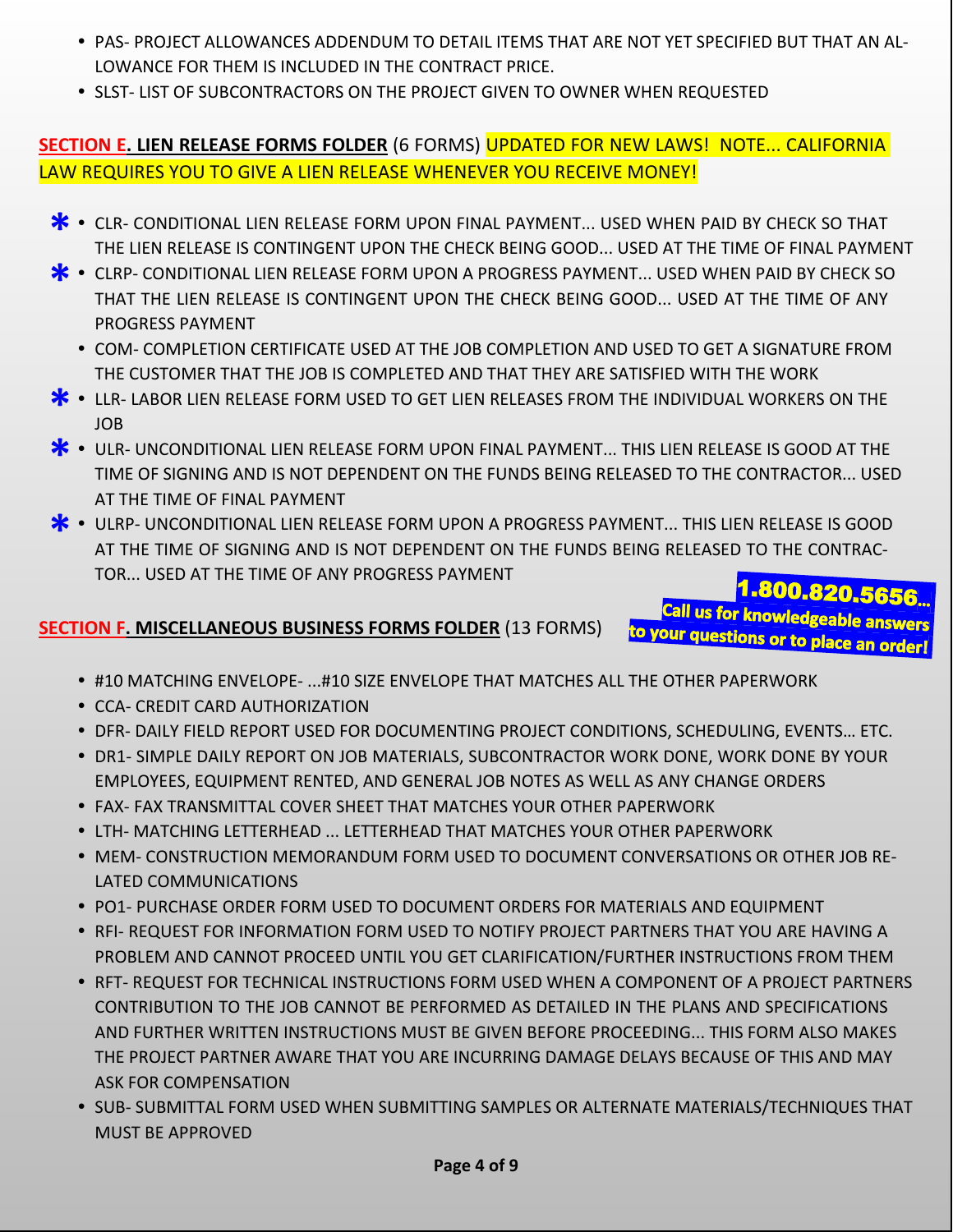- PAS- PROJECT ALLOWANCES ADDENDUM TO DETAIL ITEMS THAT ARE NOT YET SPECIFIED BUT THAT AN ALLOWANCE FOR THEM IS INCLUDED IN THE CONTRACT PRICE.
- SLST- LIST OF SUBCONTRACTORS ON THE PROJECT GIVEN TO OWNER WHEN REQUESTED

## SECTION E. LIEN RELEASE FORMS FOLDER (6 FORMS) UPDATED FOR NEW LAWS! NOTE... CALIFORNIA LAW REQUIRES YOU TO GIVE A LIEN RELEASE WHENEVER YOU RECEIVE MONEY!

- * CLR- CONDITIONAL LIEN RELEASE FORM UPON FINAL PAYMENT... USED WHEN PAID BY CHECK SO THAT THE LIEN RELEASE IS CONTINGENT UPON THE CHECK BEING GOOD... USED AT THE TIME OF FINAL PAYMENT
- * CLRP- CONDITIONAL LIEN RELEASE FORM UPON A PROGRESS PAYMENT... USED WHEN PAID BY CHECK SO THAT THE LIEN RELEASE IS CONTINGENT UPON THE CHECK BEING GOOD... USED AT THE TIME OF ANY PROGRESS PAYMENT
- COM- COMPLETION CERTIFICATE USED AT THE JOB COMPLETION AND USED TO GET A SIGNATURE FROM THE CUSTOMER THAT THE JOB IS COMPLETED AND THAT THEY ARE SATISFIED WITH THE WORK
- * LLR- LABOR LIEN RELEASE FORM USED TO GET LIEN RELEASES FROM THE INDIVIDUAL WORKERS ON THE JOB
- * ULR- UNCONDITIONAL LIEN RELEASE FORM UPON FINAL PAYMENT... THIS LIEN RELEASE IS GOOD AT THE TIME OF SIGNING AND IS NOT DEPENDENT ON THE FUNDS BEING RELEASED TO THE CONTRACTOR... USED AT THE TIME OF FINAL PAYMENT
- * ULRP- UNCONDITIONAL LIEN RELEASE FORM UPON A PROGRESS PAYMENT... THIS LIEN RELEASE IS GOOD AT THE TIME OF SIGNING AND IS NOT DEPENDENT ON THE FUNDS BEING RELEASED TO THE CONTRACTOR... USED AT THE TIME OF ANY PROGRESS PAYMENT

**1.800.820.5656... Call us for knowledgeable answers to your questions or to place an order!**

## SECTION F. MISCELLANEOUS BUSINESS FORMS FOLDER (13 FORMS)

- #10 MATCHING ENVELOPE- ...#10 SIZE ENVELOPE THAT MATCHES ALL THE OTHER PAPERWORK
- CCA- CREDIT CARD AUTHORIZATION
- DFR- DAILY FIELD REPORT USED FOR DOCUMENTING PROJECT CONDITIONS, SCHEDULING, EVENTS… ETC.
- DR1- SIMPLE DAILY REPORT ON JOB MATERIALS, SUBCONTRACTOR WORK DONE, WORK DONE BY YOUR EMPLOYEES, EQUIPMENT RENTED, AND GENERAL JOB NOTES AS WELL AS ANY CHANGE ORDERS
- FAX- FAX TRANSMITTAL COVER SHEET THAT MATCHES YOUR OTHER PAPERWORK
- LTH- MATCHING LETTERHEAD ... LETTERHEAD THAT MATCHES YOUR OTHER PAPERWORK
- MEM- CONSTRUCTION MEMORANDUM FORM USED TO DOCUMENT CONVERSATIONS OR OTHER JOB RELATED COMMUNICATIONS
- PO1- PURCHASE ORDER FORM USED TO DOCUMENT ORDERS FOR MATERIALS AND EQUIPMENT
- RFI- REQUEST FOR INFORMATION FORM USED TO NOTIFY PROJECT PARTNERS THAT YOU ARE HAVING A PROBLEM AND CANNOT PROCEED UNTIL YOU GET CLARIFICATION/FURTHER INSTRUCTIONS FROM THEM
- RFT- REQUEST FOR TECHNICAL INSTRUCTIONS FORM USED WHEN A COMPONENT OF A PROJECT PARTNERS CONTRIBUTION TO THE JOB CANNOT BE PERFORMED AS DETAILED IN THE PLANS AND SPECIFICATIONS AND FURTHER WRITTEN INSTRUCTIONS MUST BE GIVEN BEFORE PROCEEDING... THIS FORM ALSO MAKES THE PROJECT PARTNER AWARE THAT YOU ARE INCURRING DAMAGE DELAYS BECAUSE OF THIS AND MAY ASK FOR COMPENSATION
- SUB- SUBMITTAL FORM USED WHEN SUBMITTING SAMPLES OR ALTERNATE MATERIALS/TECHNIQUES THAT MUST BE APPROVED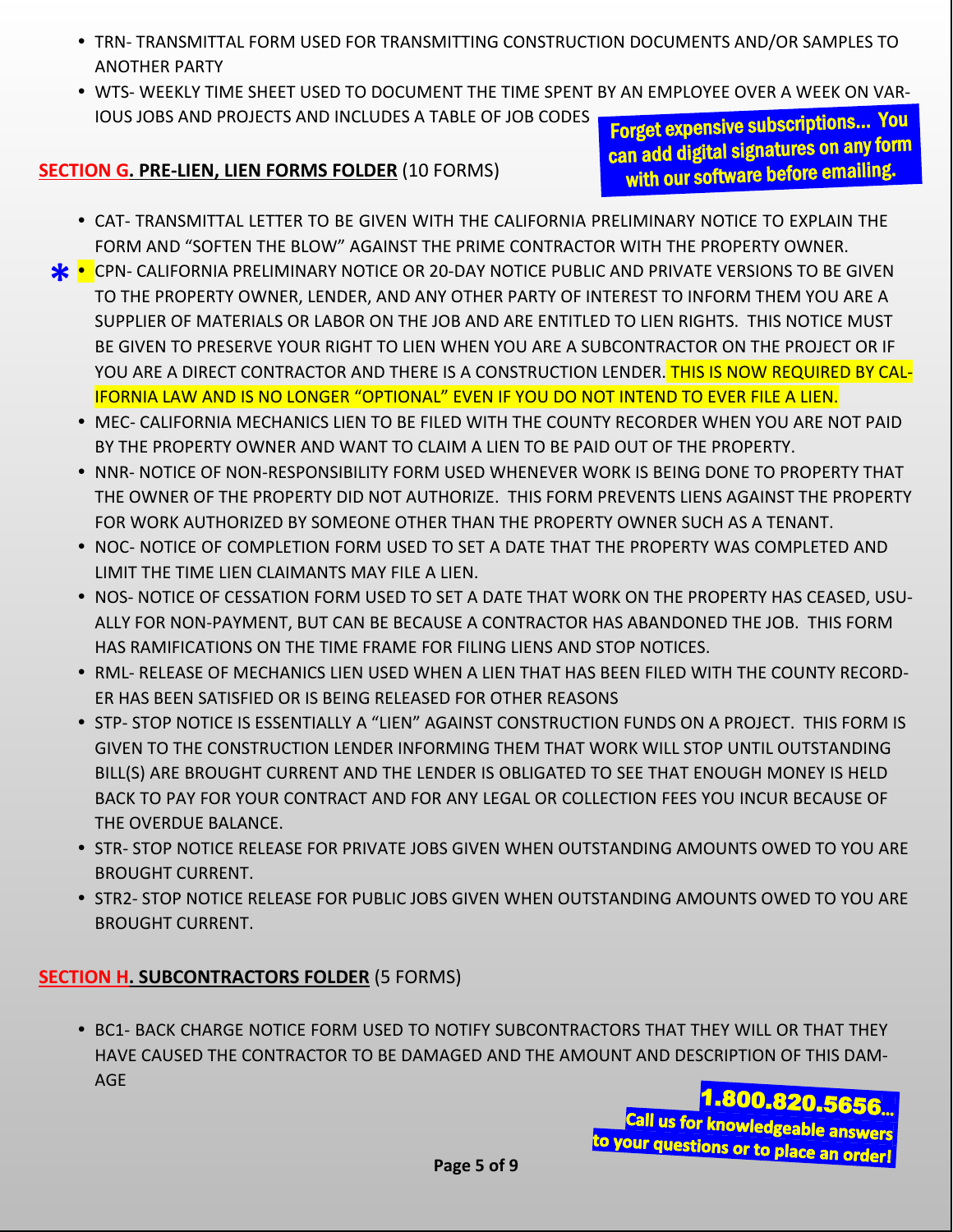- TRN- TRANSMITTAL FORM USED FOR TRANSMITTING CONSTRUCTION DOCUMENTS AND/OR SAMPLES TO ANOTHER PARTY
- WTS- WEEKLY TIME SHEET USED TO DOCUMENT THE TIME SPENT BY AN EMPLOYEE OVER A WEEK ON VARIOUS JOBS AND PROJECTS AND INCLUDES A TABLE OF JOB CODES

**Forget expensive subscriptions... You can add digital signatures on any form with our software before emailing.**

## SECTION G. PRE-LIEN, LIEN FORMS FOLDER (10 FORMS)

- CAT- TRANSMITTAL LETTER TO BE GIVEN WITH THE CALIFORNIA PRELIMINARY NOTICE TO EXPLAIN THE FORM AND "SOFTEN THE BLOW" AGAINST THE PRIME CONTRACTOR WITH THE PROPERTY OWNER.
- * CPN- CALIFORNIA PRELIMINARY NOTICE OR 20-DAY NOTICE PUBLIC AND PRIVATE VERSIONS TO BE GIVEN TO THE PROPERTY OWNER, LENDER, AND ANY OTHER PARTY OF INTEREST TO INFORM THEM YOU ARE A SUPPLIER OF MATERIALS OR LABOR ON THE JOB AND ARE ENTITLED TO LIEN RIGHTS. THIS NOTICE MUST BE GIVEN TO PRESERVE YOUR RIGHT TO LIEN WHEN YOU ARE A SUBCONTRACTOR ON THE PROJECT OR IF YOU ARE A DIRECT CONTRACTOR AND THERE IS A CONSTRUCTION LENDER. THIS IS NOW REQUIRED BY CALIFORNIA LAW AND IS NO LONGER "OPTIONAL" EVEN IF YOU DO NOT INTEND TO EVER FILE A LIEN.
- MEC- CALIFORNIA MECHANICS LIEN TO BE FILED WITH THE COUNTY RECORDER WHEN YOU ARE NOT PAID BY THE PROPERTY OWNER AND WANT TO CLAIM A LIEN TO BE PAID OUT OF THE PROPERTY.
- NNR- NOTICE OF NON-RESPONSIBILITY FORM USED WHENEVER WORK IS BEING DONE TO PROPERTY THAT THE OWNER OF THE PROPERTY DID NOT AUTHORIZE. THIS FORM PREVENTS LIENS AGAINST THE PROPERTY FOR WORK AUTHORIZED BY SOMEONE OTHER THAN THE PROPERTY OWNER SUCH AS A TENANT.
- NOC- NOTICE OF COMPLETION FORM USED TO SET A DATE THAT THE PROPERTY WAS COMPLETED AND LIMIT THE TIME LIEN CLAIMANTS MAY FILE A LIEN.
- NOS- NOTICE OF CESSATION FORM USED TO SET A DATE THAT WORK ON THE PROPERTY HAS CEASED, USUALLY FOR NON-PAYMENT, BUT CAN BE BECAUSE A CONTRACTOR HAS ABANDONED THE JOB. THIS FORM HAS RAMIFICATIONS ON THE TIME FRAME FOR FILING LIENS AND STOP NOTICES.
- RML- RELEASE OF MECHANICS LIEN USED WHEN A LIEN THAT HAS BEEN FILED WITH THE COUNTY RECORDER HAS BEEN SATISFIED OR IS BEING RELEASED FOR OTHER REASONS
- STP- STOP NOTICE IS ESSENTIALLY A "LIEN" AGAINST CONSTRUCTION FUNDS ON A PROJECT. THIS FORM IS GIVEN TO THE CONSTRUCTION LENDER INFORMING THEM THAT WORK WILL STOP UNTIL OUTSTANDING BILL(S) ARE BROUGHT CURRENT AND THE LENDER IS OBLIGATED TO SEE THAT ENOUGH MONEY IS HELD BACK TO PAY FOR YOUR CONTRACT AND FOR ANY LEGAL OR COLLECTION FEES YOU INCUR BECAUSE OF THE OVERDUE BALANCE.
- STR- STOP NOTICE RELEASE FOR PRIVATE JOBS GIVEN WHEN OUTSTANDING AMOUNTS OWED TO YOU ARE BROUGHT CURRENT.
- STR2- STOP NOTICE RELEASE FOR PUBLIC JOBS GIVEN WHEN OUTSTANDING AMOUNTS OWED TO YOU ARE BROUGHT CURRENT.

## SECTION H. SUBCONTRACTORS FOLDER (5 FORMS)

- BC1- BACK CHARGE NOTICE FORM USED TO NOTIFY SUBCONTRACTORS THAT THEY WILL OR THAT THEY HAVE CAUSED THE CONTRACTOR TO BE DAMAGED AND THE AMOUNT AND DESCRIPTION OF THIS DAMAGE

**1.800.820.5656... Call us for knowledgeable answers to your questions or to place an order!**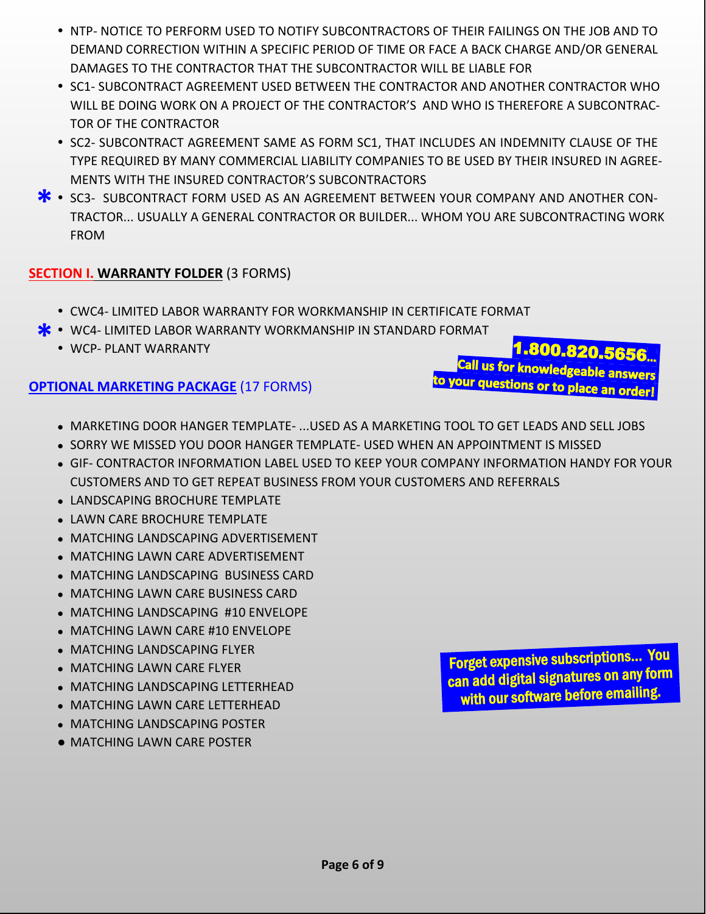- NTP- NOTICE TO PERFORM USED TO NOTIFY SUBCONTRACTORS OF THEIR FAILINGS ON THE JOB AND TO DEMAND CORRECTION WITHIN A SPECIFIC PERIOD OF TIME OR FACE A BACK CHARGE AND/OR GENERAL DAMAGES TO THE CONTRACTOR THAT THE SUBCONTRACTOR WILL BE LIABLE FOR
- SC1- SUBCONTRACT AGREEMENT USED BETWEEN THE CONTRACTOR AND ANOTHER CONTRACTOR WHO WILL BE DOING WORK ON A PROJECT OF THE CONTRACTOR'S AND WHO IS THEREFORE A SUBCONTRACTOR OF THE CONTRACTOR
- SC2- SUBCONTRACT AGREEMENT SAME AS FORM SC1, THAT INCLUDES AN INDEMNITY CLAUSE OF THE TYPE REQUIRED BY MANY COMMERCIAL LIABILITY COMPANIES TO BE USED BY THEIR INSURED IN AGREEMENTS WITH THE INSURED CONTRACTOR'S SUBCONTRACTORS
- * SC3- SUBCONTRACT FORM USED AS AN AGREEMENT BETWEEN YOUR COMPANY AND ANOTHER CONTRACTOR... USUALLY A GENERAL CONTRACTOR OR BUILDER... WHOM YOU ARE SUBCONTRACTING WORK FROM

## SECTION I. WARRANTY FOLDER (3 FORMS)

- CWC4- LIMITED LABOR WARRANTY FOR WORKMANSHIP IN CERTIFICATE FORMAT
- * WC4- LIMITED LABOR WARRANTY WORKMANSHIP IN STANDARD FORMAT
- WCP- PLANT WARRANTY

**1.800.820.5656... Call us for knowledgeable answers to your questions or to place an order!**

## OPTIONAL MARKETING PACKAGE (17 FORMS)

- MARKETING DOOR HANGER TEMPLATE- ...USED AS A MARKETING TOOL TO GET LEADS AND SELL JOBS
- SORRY WE MISSED YOU DOOR HANGER TEMPLATE- USED WHEN AN APPOINTMENT IS MISSED
- GIF- CONTRACTOR INFORMATION LABEL USED TO KEEP YOUR COMPANY INFORMATION HANDY FOR YOUR CUSTOMERS AND TO GET REPEAT BUSINESS FROM YOUR CUSTOMERS AND REFERRALS
- LANDSCAPING BROCHURE TEMPLATE
- LAWN CARE BROCHURE TEMPLATE
- MATCHING LANDSCAPING ADVERTISEMENT
- MATCHING LAWN CARE ADVERTISEMENT
- MATCHING LANDSCAPING BUSINESS CARD
- MATCHING LAWN CARE BUSINESS CARD
- MATCHING LANDSCAPING #10 ENVELOPE
- MATCHING LAWN CARE #10 ENVELOPE
- MATCHING LANDSCAPING FLYER
- MATCHING LAWN CARE FLYER
- MATCHING LANDSCAPING LETTERHEAD
- MATCHING LAWN CARE LETTERHEAD
- MATCHING LANDSCAPING POSTER
- MATCHING LAWN CARE POSTER

**Forget expensive subscriptions... You can add digital signatures on any form with our software before emailing.**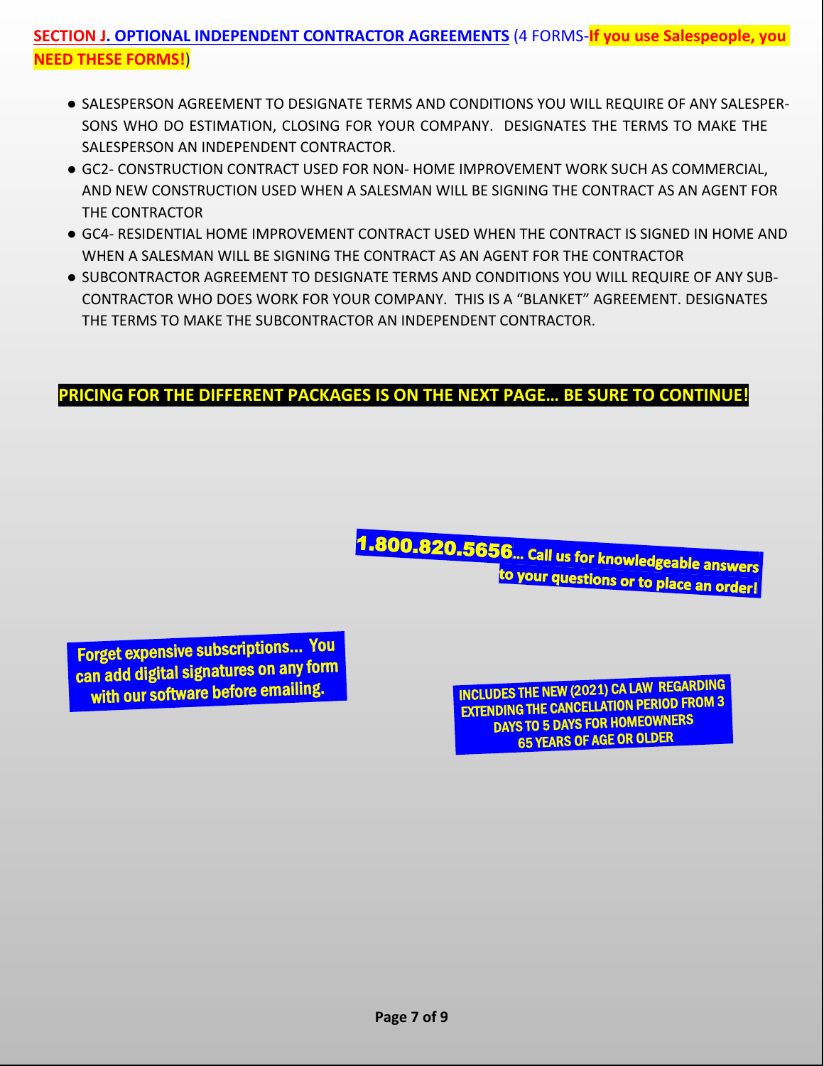## SECTION J. OPTIONAL INDEPENDENT CONTRACTOR AGREEMENTS (4 FORMS-**If you use Salespeople, you NEED THESE FORMS!**)

- SALESPERSON AGREEMENT TO DESIGNATE TERMS AND CONDITIONS YOU WILL REQUIRE OF ANY SALESPERSONS WHO DO ESTIMATION, CLOSING FOR YOUR COMPANY. DESIGNATES THE TERMS TO MAKE THE SALESPERSON AN INDEPENDENT CONTRACTOR.
- GC2- CONSTRUCTION CONTRACT USED FOR NON- HOME IMPROVEMENT WORK SUCH AS COMMERCIAL, AND NEW CONSTRUCTION USED WHEN A SALESMAN WILL BE SIGNING THE CONTRACT AS AN AGENT FOR THE CONTRACTOR
- GC4- RESIDENTIAL HOME IMPROVEMENT CONTRACT USED WHEN THE CONTRACT IS SIGNED IN HOME AND WHEN A SALESMAN WILL BE SIGNING THE CONTRACT AS AN AGENT FOR THE CONTRACTOR
- SUBCONTRACTOR AGREEMENT TO DESIGNATE TERMS AND CONDITIONS YOU WILL REQUIRE OF ANY SUBCONTRACTOR WHO DOES WORK FOR YOUR COMPANY. THIS IS A "BLANKET" AGREEMENT. DESIGNATES THE TERMS TO MAKE THE SUBCONTRACTOR AN INDEPENDENT CONTRACTOR.

**PRICING FOR THE DIFFERENT PACKAGES IS ON THE NEXT PAGE… BE SURE TO CONTINUE!**

**1.800.820.5656… Call us for knowledgeable answers to your questions or to place an order!**

**Forget expensive subscriptions… You can add digital signatures on any form with our software before emailing.**

**INCLUDES THE NEW (2021) CA LAW REGARDING EXTENDING THE CANCELLATION PERIOD FROM 3 DAYS TO 5 DAYS FOR HOMEOWNERS 65 YEARS OF AGE OR OLDER**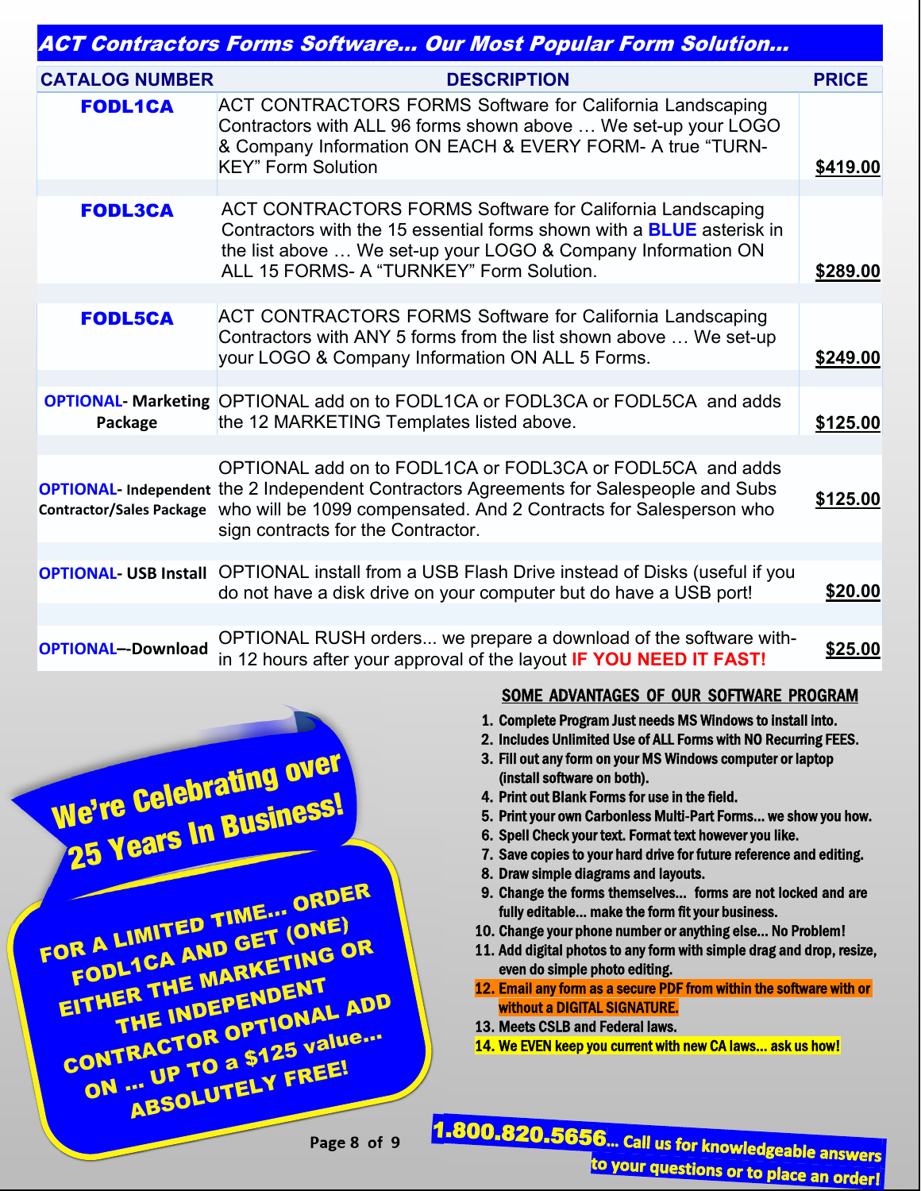## ACT Contractors Forms Software... Our Most Popular Form Solution...

| CATALOG NUMBER | DESCRIPTION | PRICE |
|---|---|---|
| **FODL1CA** | ACT CONTRACTORS FORMS Software for California Landscaping Contractors with ALL 96 forms shown above … We set-up your LOGO & Company Information ON EACH & EVERY FORM- A true "TURN-KEY" Form Solution | **$419.00** |
| **FODL3CA** | ACT CONTRACTORS FORMS Software for California Landscaping Contractors with the 15 essential forms shown with a **BLUE** asterisk in the list above … We set-up your LOGO & Company Information ON ALL 15 FORMS- A "TURNKEY" Form Solution. | **$289.00** |
| **FODL5CA** | ACT CONTRACTORS FORMS Software for California Landscaping Contractors with ANY 5 forms from the list shown above … We set-up your LOGO & Company Information ON ALL 5 Forms. | **$249.00** |
| **OPTIONAL- Marketing Package** | OPTIONAL add on to FODL1CA or FODL3CA or FODL5CA and adds the 12 MARKETING Templates listed above. | **$125.00** |
| **OPTIONAL- Independent Contractor/Sales Package** | OPTIONAL add on to FODL1CA or FODL3CA or FODL5CA and adds the 2 Independent Contractors Agreements for Salespeople and Subs who will be 1099 compensated. And 2 Contracts for Salesperson who sign contracts for the Contractor. | **$125.00** |
| **OPTIONAL- USB Install** | OPTIONAL install from a USB Flash Drive instead of Disks (useful if you do not have a disk drive on your computer but do have a USB port! | **$20.00** |
| **OPTIONAL–-Download** | OPTIONAL RUSH orders... we prepare a download of the software with-in 12 hours after your approval of the layout **IF YOU NEED IT FAST!** | **$25.00** |

**We're Celebrating over 25 Years In Business!**

**FOR A LIMITED TIME... ORDER FODL1CA AND GET (ONE) EITHER THE MARKETING OR THE INDEPENDENT CONTRACTOR OPTIONAL ADD ON ... UP TO a $125 value... ABSOLUTELY FREE!**

### SOME ADVANTAGES OF OUR SOFTWARE PROGRAM

1. Complete Program Just needs MS Windows to install into.
2. Includes Unlimited Use of ALL Forms with NO Recurring FEES.
3. Fill out any form on your MS Windows computer or laptop (install software on both).
4. Print out Blank Forms for use in the field.
5. Print your own Carbonless Multi-Part Forms... we show you how.
6. Spell Check your text. Format text however you like.
7. Save copies to your hard drive for future reference and editing.
8. Draw simple diagrams and layouts.
9. Change the forms themselves... forms are not locked and are fully editable... make the form fit your business.
10. Change your phone number or anything else... No Problem!
11. Add digital photos to any form with simple drag and drop, resize, even do simple photo editing.
12. Email any form as a secure PDF from within the software with or without a DIGITAL SIGNATURE.
13. Meets CSLB and Federal laws.
14. We EVEN keep you current with new CA laws... ask us how!

**1.800.820.5656... Call us for knowledgeable answers to your questions or to place an order!**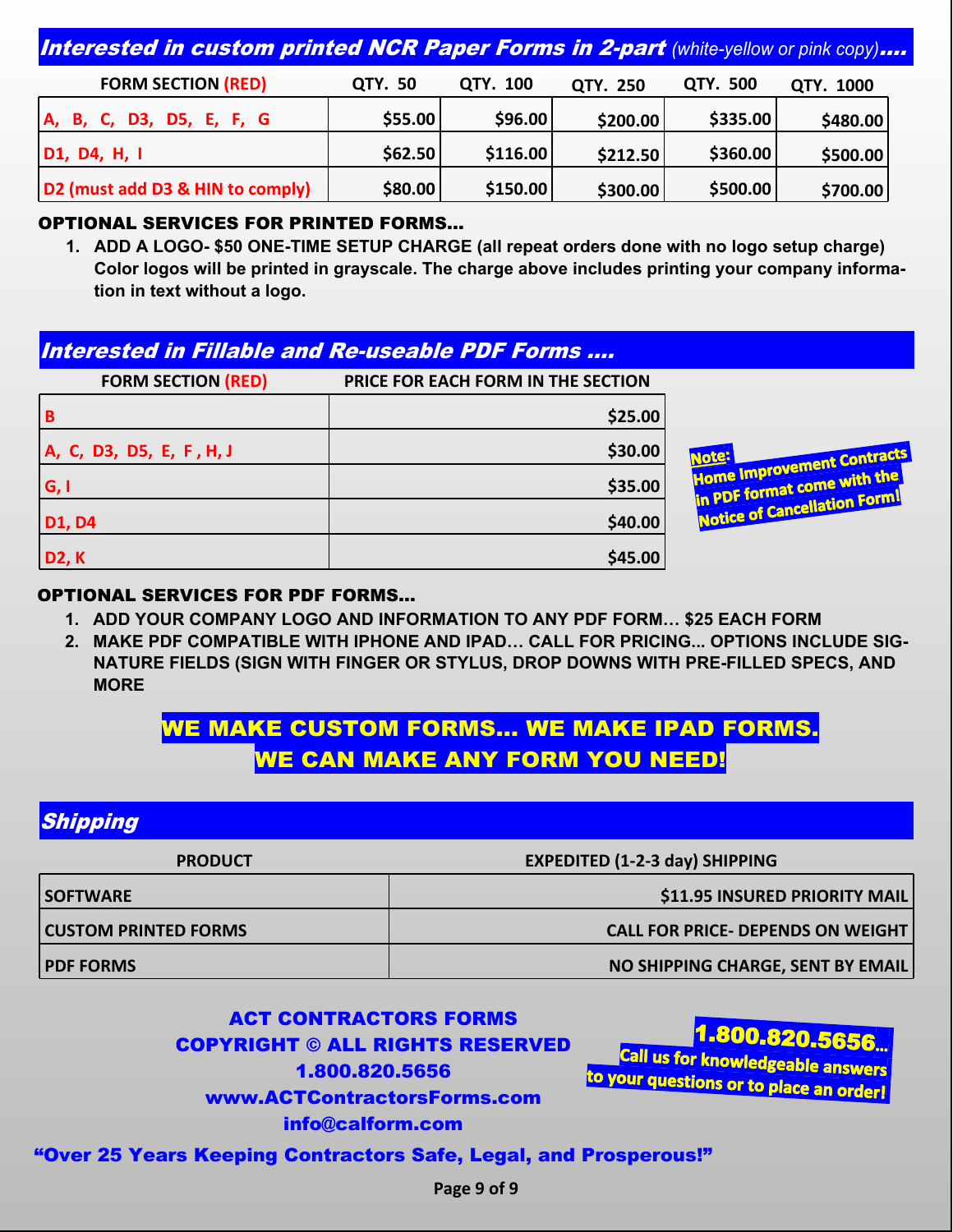## *Interested in custom printed NCR Paper Forms in 2-part (white-yellow or pink copy)....*

| FORM SECTION (RED) | QTY. 50 | QTY. 100 | QTY. 250 | QTY. 500 | QTY. 1000 |
|---|---|---|---|---|---|
| A, B, C, D3, D5, E, F, G | $55.00 | $96.00 | $200.00 | $335.00 | $480.00 |
| D1, D4, H, I | $62.50 | $116.00 | $212.50 | $360.00 | $500.00 |
| D2 (must add D3 & HIN to comply) | $80.00 | $150.00 | $300.00 | $500.00 | $700.00 |

**OPTIONAL SERVICES FOR PRINTED FORMS...**

1. **ADD A LOGO- $50 ONE-TIME SETUP CHARGE (all repeat orders done with no logo setup charge) Color logos will be printed in grayscale. The charge above includes printing your company information in text without a logo.**

## *Interested in Fillable and Re-useable PDF Forms ....*

| FORM SECTION (RED) | PRICE FOR EACH FORM IN THE SECTION |
|---|---|
| B | $25.00 |
| A, C, D3, D5, E, F, H, J | $30.00 |
| G, I | $35.00 |
| D1, D4 | $40.00 |
| D2, K | $45.00 |

**Note:** Home Improvement Contracts in PDF format come with the Notice of Cancellation Form!

**OPTIONAL SERVICES FOR PDF FORMS...**

1. **ADD YOUR COMPANY LOGO AND INFORMATION TO ANY PDF FORM... $25 EACH FORM**
2. **MAKE PDF COMPATIBLE WITH IPHONE AND IPAD... CALL FOR PRICING... OPTIONS INCLUDE SIGNATURE FIELDS (SIGN WITH FINGER OR STYLUS, DROP DOWNS WITH PRE-FILLED SPECS, AND MORE**

**WE MAKE CUSTOM FORMS... WE MAKE IPAD FORMS.**
**WE CAN MAKE ANY FORM YOU NEED!**

## *Shipping*

| PRODUCT | EXPEDITED (1-2-3 day) SHIPPING |
|---|---|
| SOFTWARE | $11.95 INSURED PRIORITY MAIL |
| CUSTOM PRINTED FORMS | CALL FOR PRICE- DEPENDS ON WEIGHT |
| PDF FORMS | NO SHIPPING CHARGE, SENT BY EMAIL |

**ACT CONTRACTORS FORMS**
**COPYRIGHT © ALL RIGHTS RESERVED**
**1.800.820.5656**
**www.ACTContractorsForms.com**
**info@calform.com**

**1.800.820.5656...**
**Call us for knowledgeable answers to your questions or to place an order!**

**"Over 25 Years Keeping Contractors Safe, Legal, and Prosperous!"**